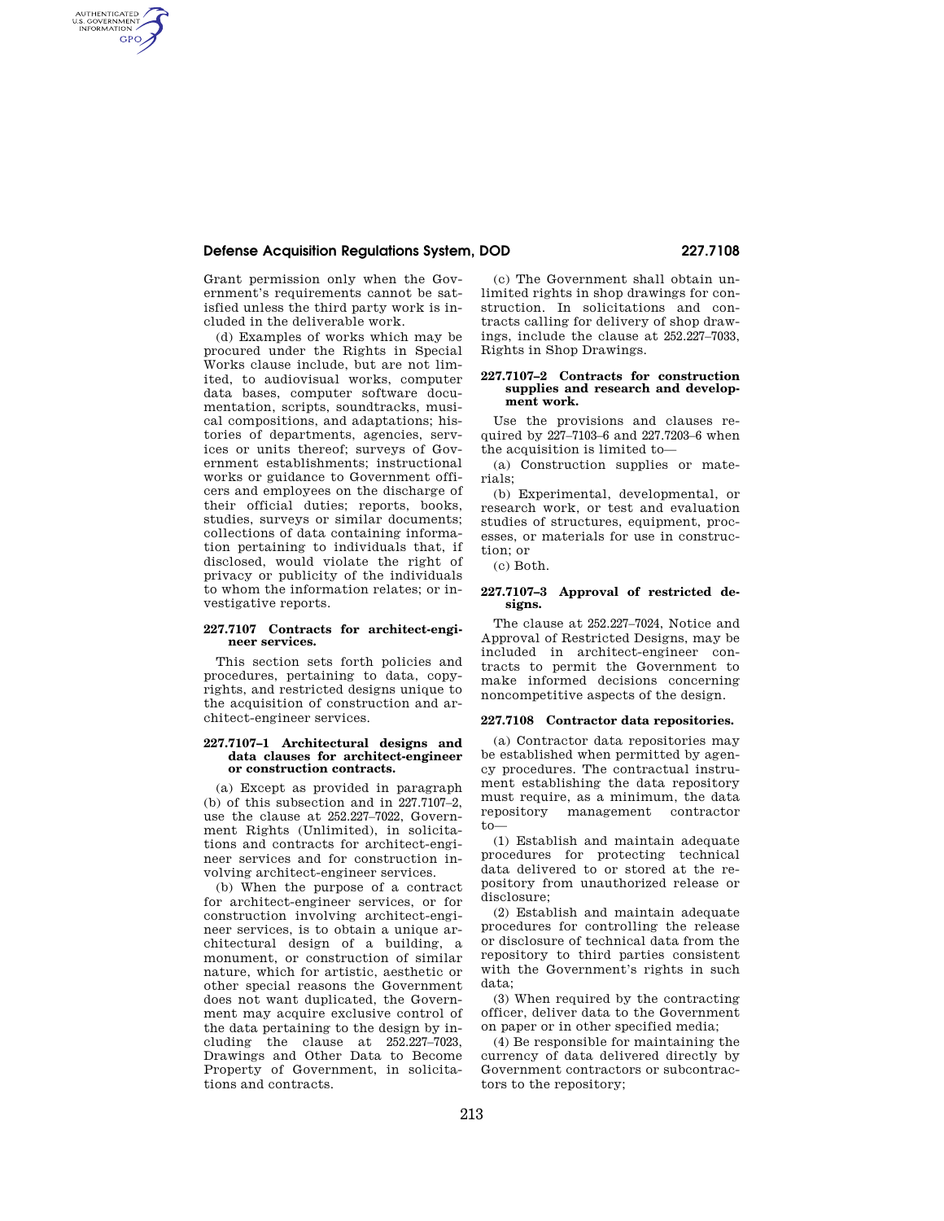Grant permission only when the Government's requirements cannot be satisfied unless the third party work is included in the deliverable work.

(d) Examples of works which may be procured under the Rights in Special Works clause include, but are not limited, to audiovisual works, computer data bases, computer software documentation, scripts, soundtracks, musical compositions, and adaptations; histories of departments, agencies, services or units thereof; surveys of Government establishments; instructional works or guidance to Government officers and employees on the discharge of their official duties; reports, books, studies, surveys or similar documents; collections of data containing information pertaining to individuals that, if disclosed, would violate the right of privacy or publicity of the individuals to whom the information relates; or investigative reports.

### 227.7107 Contracts for architect-engineer services.

This section sets forth policies and procedures, pertaining to data, copyrights, and restricted designs unique to the acquisition of construction and architect-engineer services.

### 227.7107–1 Architectural designs and data clauses for architect-engineer or construction contracts.

(a) Except as provided in paragraph (b) of this subsection and in 227.7107–2, use the clause at 252.227–7022, Government Rights (Unlimited), in solicitations and contracts for architect-engineer services and for construction involving architect-engineer services.

(b) When the purpose of a contract for architect-engineer services, or for construction involving architect-engineer services, is to obtain a unique architectural design of a building, a monument, or construction of similar nature, which for artistic, aesthetic or other special reasons the Government does not want duplicated, the Government may acquire exclusive control of the data pertaining to the design by including the clause at 252.227–7023, Drawings and Other Data to Become Property of Government, in solicitations and contracts.

(c) The Government shall obtain unlimited rights in shop drawings for construction. In solicitations and contracts calling for delivery of shop drawings, include the clause at 252.227–7033, Rights in Shop Drawings.

### 227.7107–2 Contracts for construction supplies and research and development work.

Use the provisions and clauses required by 227–7103–6 and 227.7203–6 when the acquisition is limited to—

(a) Construction supplies or materials;

(b) Experimental, developmental, or research work, or test and evaluation studies of structures, equipment, processes, or materials for use in construction; or

(c) Both.

### 227.7107–3 Approval of restricted designs.

The clause at 252.227–7024, Notice and Approval of Restricted Designs, may be included in architect-engineer contracts to permit the Government to make informed decisions concerning noncompetitive aspects of the design.

### 227.7108 Contractor data repositories.

(a) Contractor data repositories may be established when permitted by agency procedures. The contractual instrument establishing the data repository must require, as a minimum, the data repository management contractor to—

(1) Establish and maintain adequate procedures for protecting technical data delivered to or stored at the repository from unauthorized release or disclosure;

(2) Establish and maintain adequate procedures for controlling the release or disclosure of technical data from the repository to third parties consistent with the Government's rights in such data;

(3) When required by the contracting officer, deliver data to the Government on paper or in other specified media;

(4) Be responsible for maintaining the currency of data delivered directly by Government contractors or subcontractors to the repository;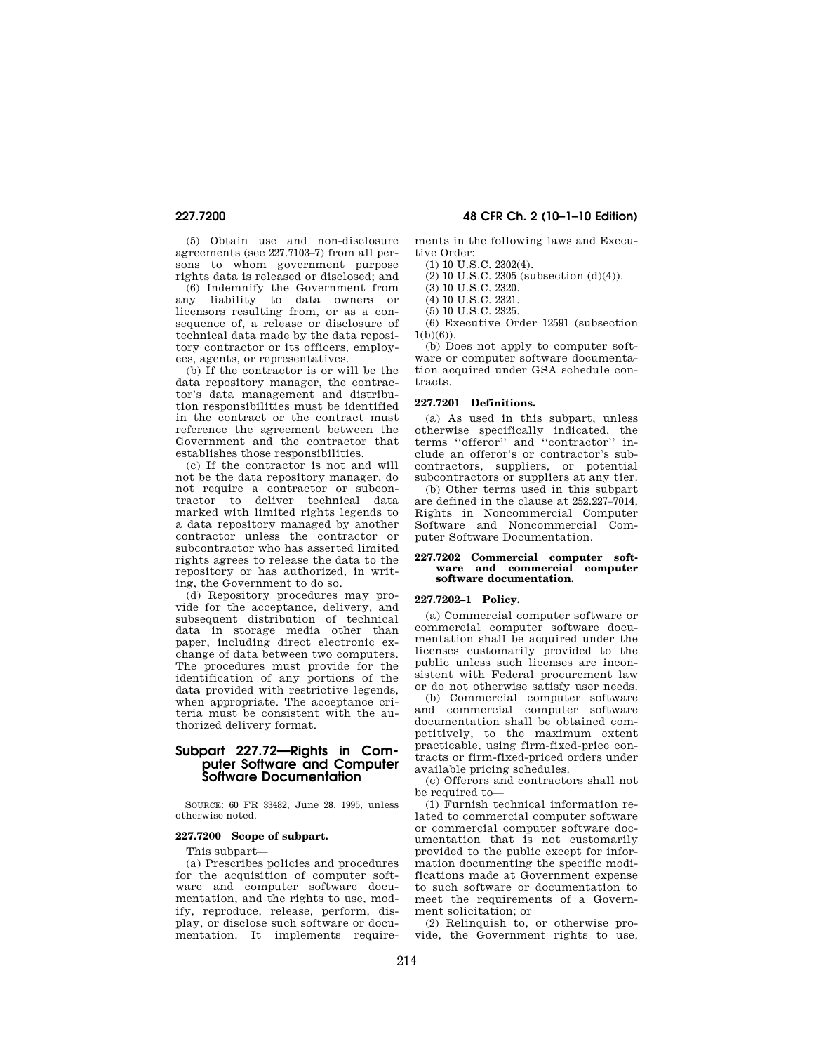(5) Obtain use and non-disclosure agreements (see 227.7103–7) from all persons to whom government purpose rights data is released or disclosed; and

(6) Indemnify the Government from any liability to data owners or licensors resulting from, or as a consequence of, a release or disclosure of technical data made by the data repository contractor or its officers, employees, agents, or representatives.

(b) If the contractor is or will be the data repository manager, the contractor's data management and distribution responsibilities must be identified in the contract or the contract must reference the agreement between the Government and the contractor that establishes those responsibilities.

(c) If the contractor is not and will not be the data repository manager, do not require a contractor or subcontractor to deliver technical data marked with limited rights legends to a data repository managed by another contractor unless the contractor or subcontractor who has asserted limited rights agrees to release the data to the repository or has authorized, in writing, the Government to do so.

(d) Repository procedures may provide for the acceptance, delivery, and subsequent distribution of technical data in storage media other than paper, including direct electronic exchange of data between two computers. The procedures must provide for the identification of any portions of the data provided with restrictive legends, when appropriate. The acceptance criteria must be consistent with the authorized delivery format.

## Subpart 227.72—Rights in Computer Software and Computer Software Documentation

SOURCE: 60 FR 33482, June 28, 1995, unless otherwise noted.

### 227.7200 Scope of subpart.

This subpart—

(a) Prescribes policies and procedures for the acquisition of computer software and computer software documentation, and the rights to use, modify, reproduce, release, perform, display, or disclose such software or documentation. It implements requirements in the following laws and Executive Order:

(1) 10 U.S.C. 2302(4).

(2) 10 U.S.C. 2305 (subsection (d)(4)).

(3) 10 U.S.C. 2320.

(4) 10 U.S.C. 2321.

(5) 10 U.S.C. 2325.

(6) Executive Order 12591 (subsection 1(b)(6)).

(b) Does not apply to computer software or computer software documentation acquired under GSA schedule contracts.

### 227.7201 Definitions.

(a) As used in this subpart, unless otherwise specifically indicated, the terms ''offeror'' and ''contractor'' include an offeror's or contractor's subcontractors, suppliers, or potential subcontractors or suppliers at any tier.

(b) Other terms used in this subpart are defined in the clause at 252.227–7014, Rights in Noncommercial Computer Software and Noncommercial Computer Software Documentation.

### 227.7202 Commercial computer software and commercial computer software documentation.

### 227.7202–1 Policy.

(a) Commercial computer software or commercial computer software documentation shall be acquired under the licenses customarily provided to the public unless such licenses are inconsistent with Federal procurement law or do not otherwise satisfy user needs.

(b) Commercial computer software and commercial computer software documentation shall be obtained competitively, to the maximum extent practicable, using firm-fixed-price contracts or firm-fixed-priced orders under available pricing schedules.

(c) Offerors and contractors shall not be required to—

(1) Furnish technical information related to commercial computer software or commercial computer software documentation that is not customarily provided to the public except for information documenting the specific modifications made at Government expense to such software or documentation to meet the requirements of a Government solicitation; or

(2) Relinquish to, or otherwise provide, the Government rights to use,